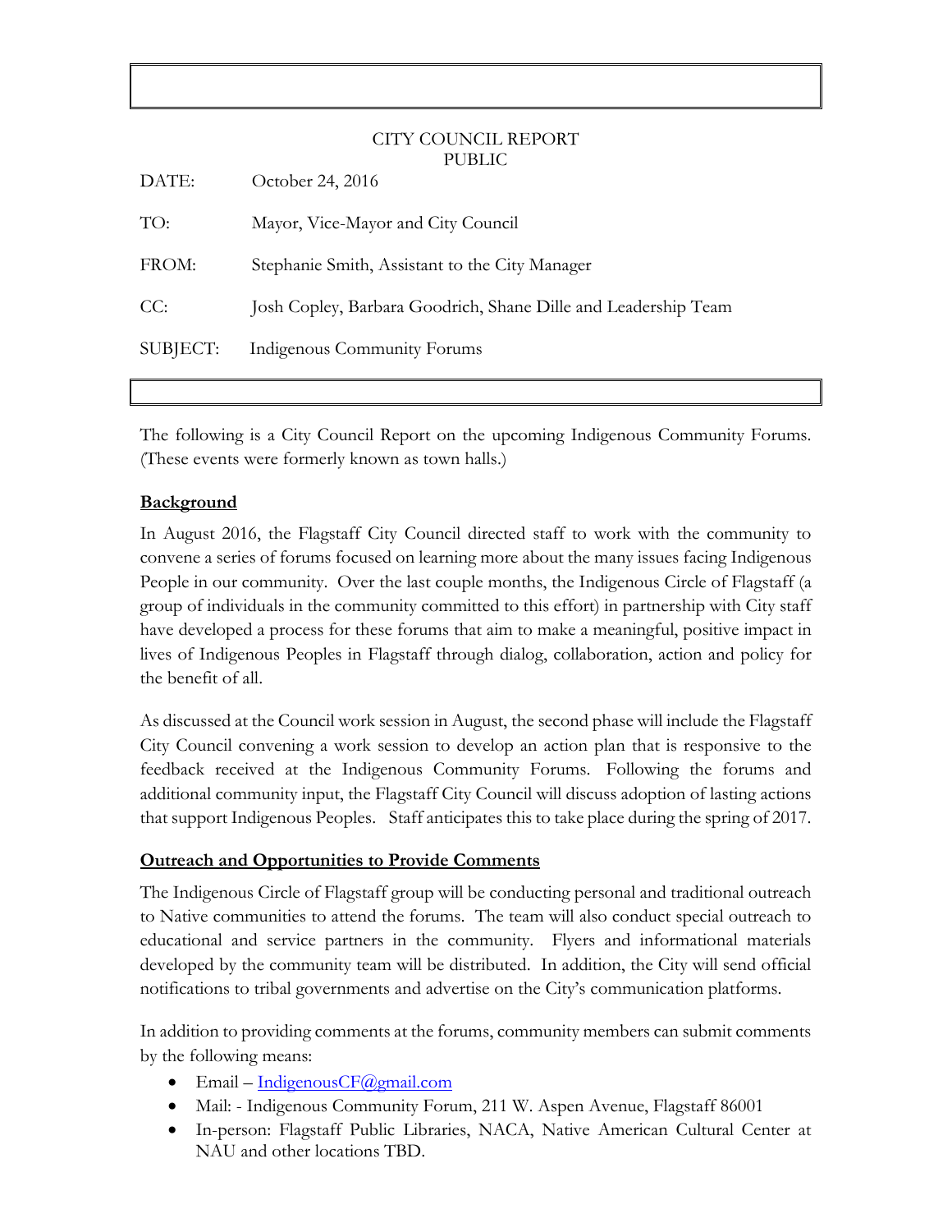CITY COUNCIL REPORT
PUBLIC

DATE: October 24, 2016

TO: Mayor, Vice-Mayor and City Council

FROM: Stephanie Smith, Assistant to the City Manager

CC: Josh Copley, Barbara Goodrich, Shane Dille and Leadership Team

SUBJECT: Indigenous Community Forums

The following is a City Council Report on the upcoming Indigenous Community Forums. (These events were formerly known as town halls.)

## Background

In August 2016, the Flagstaff City Council directed staff to work with the community to convene a series of forums focused on learning more about the many issues facing Indigenous People in our community. Over the last couple months, the Indigenous Circle of Flagstaff (a group of individuals in the community committed to this effort) in partnership with City staff have developed a process for these forums that aim to make a meaningful, positive impact in lives of Indigenous Peoples in Flagstaff through dialog, collaboration, action and policy for the benefit of all.

As discussed at the Council work session in August, the second phase will include the Flagstaff City Council convening a work session to develop an action plan that is responsive to the feedback received at the Indigenous Community Forums. Following the forums and additional community input, the Flagstaff City Council will discuss adoption of lasting actions that support Indigenous Peoples. Staff anticipates this to take place during the spring of 2017.

## Outreach and Opportunities to Provide Comments

The Indigenous Circle of Flagstaff group will be conducting personal and traditional outreach to Native communities to attend the forums. The team will also conduct special outreach to educational and service partners in the community. Flyers and informational materials developed by the community team will be distributed. In addition, the City will send official notifications to tribal governments and advertise on the City's communication platforms.

In addition to providing comments at the forums, community members can submit comments by the following means:

- Email – IndigenousCF@gmail.com
- Mail: - Indigenous Community Forum, 211 W. Aspen Avenue, Flagstaff 86001
- In-person: Flagstaff Public Libraries, NACA, Native American Cultural Center at NAU and other locations TBD.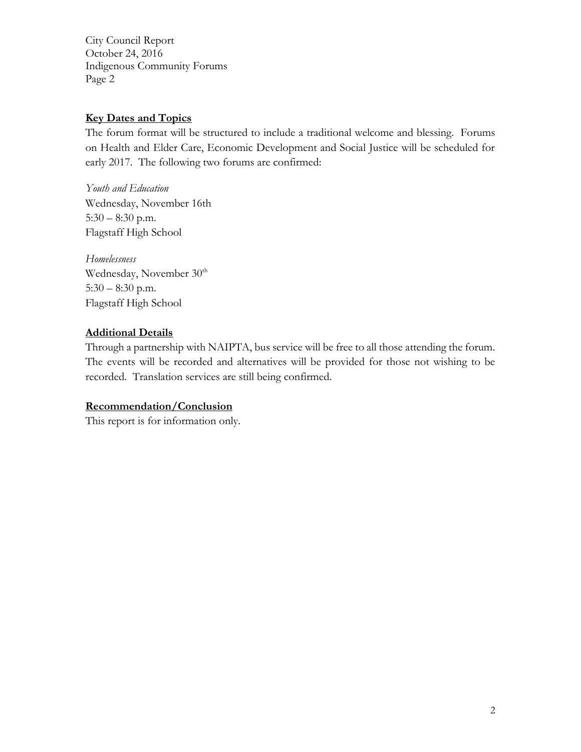## Key Dates and Topics

The forum format will be structured to include a traditional welcome and blessing. Forums on Health and Elder Care, Economic Development and Social Justice will be scheduled for early 2017. The following two forums are confirmed:

*Youth and Education*
Wednesday, November 16th
5:30 – 8:30 p.m.
Flagstaff High School

*Homelessness*
Wednesday, November 30th
5:30 – 8:30 p.m.
Flagstaff High School

## Additional Details

Through a partnership with NAIPTA, bus service will be free to all those attending the forum. The events will be recorded and alternatives will be provided for those not wishing to be recorded. Translation services are still being confirmed.

## Recommendation/Conclusion

This report is for information only.